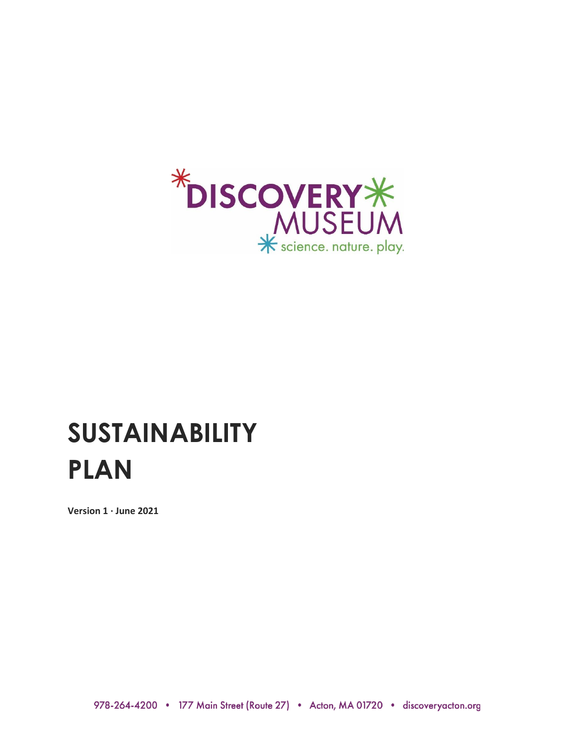*DISCOVERY*
MUSEUM
* science. nature. play.

# SUSTAINABILITY PLAN

**Version 1 · June 2021**

978-264-4200 • 177 Main Street (Route 27) • Acton, MA 01720 • discoveryacton.org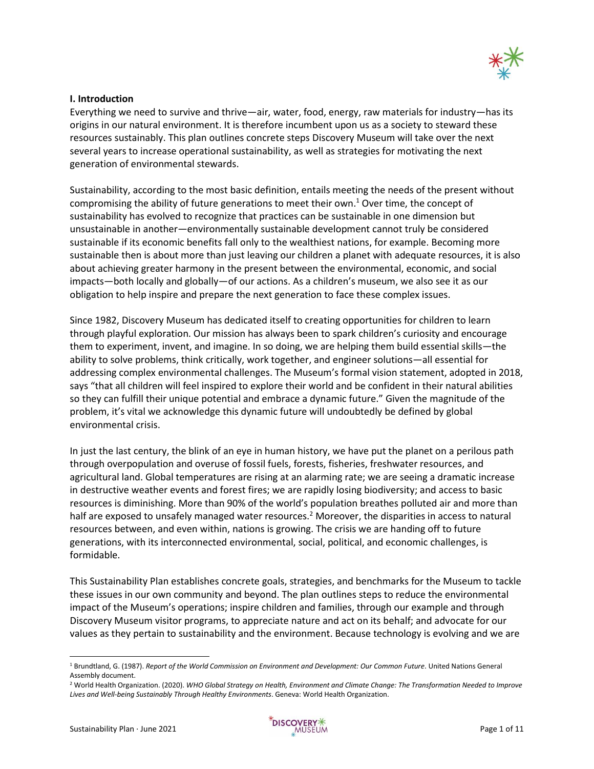### I. Introduction

Everything we need to survive and thrive—air, water, food, energy, raw materials for industry—has its origins in our natural environment. It is therefore incumbent upon us as a society to steward these resources sustainably. This plan outlines concrete steps Discovery Museum will take over the next several years to increase operational sustainability, as well as strategies for motivating the next generation of environmental stewards.

Sustainability, according to the most basic definition, entails meeting the needs of the present without compromising the ability of future generations to meet their own.[1] Over time, the concept of sustainability has evolved to recognize that practices can be sustainable in one dimension but unsustainable in another—environmentally sustainable development cannot truly be considered sustainable if its economic benefits fall only to the wealthiest nations, for example. Becoming more sustainable then is about more than just leaving our children a planet with adequate resources, it is also about achieving greater harmony in the present between the environmental, economic, and social impacts—both locally and globally—of our actions. As a children's museum, we also see it as our obligation to help inspire and prepare the next generation to face these complex issues.

Since 1982, Discovery Museum has dedicated itself to creating opportunities for children to learn through playful exploration. Our mission has always been to spark children's curiosity and encourage them to experiment, invent, and imagine. In so doing, we are helping them build essential skills—the ability to solve problems, think critically, work together, and engineer solutions—all essential for addressing complex environmental challenges. The Museum's formal vision statement, adopted in 2018, says "that all children will feel inspired to explore their world and be confident in their natural abilities so they can fulfill their unique potential and embrace a dynamic future." Given the magnitude of the problem, it's vital we acknowledge this dynamic future will undoubtedly be defined by global environmental crisis.

In just the last century, the blink of an eye in human history, we have put the planet on a perilous path through overpopulation and overuse of fossil fuels, forests, fisheries, freshwater resources, and agricultural land. Global temperatures are rising at an alarming rate; we are seeing a dramatic increase in destructive weather events and forest fires; we are rapidly losing biodiversity; and access to basic resources is diminishing. More than 90% of the world's population breathes polluted air and more than half are exposed to unsafely managed water resources.[2] Moreover, the disparities in access to natural resources between, and even within, nations is growing. The crisis we are handing off to future generations, with its interconnected environmental, social, political, and economic challenges, is formidable.

This Sustainability Plan establishes concrete goals, strategies, and benchmarks for the Museum to tackle these issues in our own community and beyond. The plan outlines steps to reduce the environmental impact of the Museum's operations; inspire children and families, through our example and through Discovery Museum visitor programs, to appreciate nature and act on its behalf; and advocate for our values as they pertain to sustainability and the environment. Because technology is evolving and we are

---

[1] Brundtland, G. (1987). *Report of the World Commission on Environment and Development: Our Common Future*. United Nations General Assembly document.

[2] World Health Organization. (2020). *WHO Global Strategy on Health, Environment and Climate Change: The Transformation Needed to Improve Lives and Well-being Sustainably Through Healthy Environments*. Geneva: World Health Organization.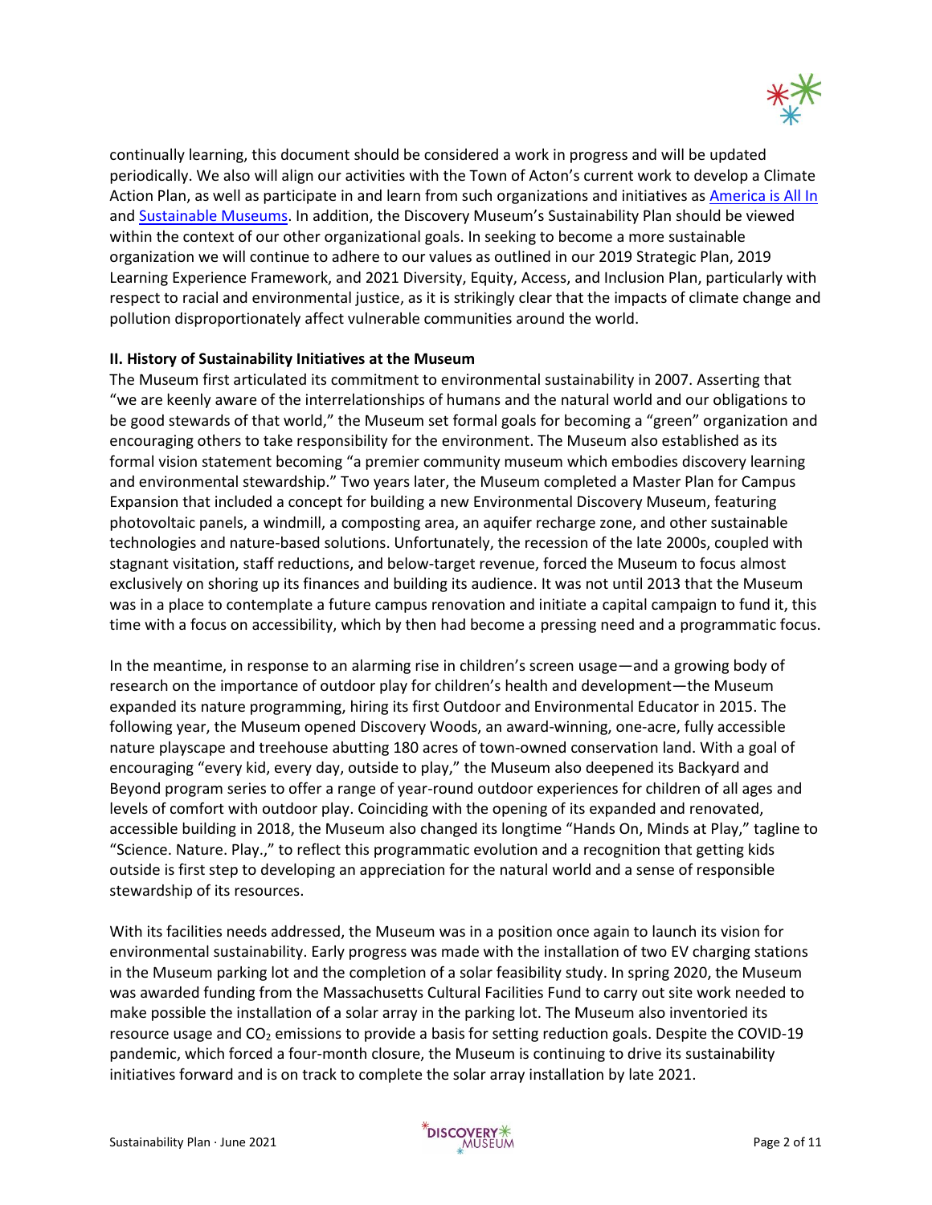continually learning, this document should be considered a work in progress and will be updated periodically. We also will align our activities with the Town of Acton's current work to develop a Climate Action Plan, as well as participate in and learn from such organizations and initiatives as America is All In and Sustainable Museums. In addition, the Discovery Museum's Sustainability Plan should be viewed within the context of our other organizational goals. In seeking to become a more sustainable organization we will continue to adhere to our values as outlined in our 2019 Strategic Plan, 2019 Learning Experience Framework, and 2021 Diversity, Equity, Access, and Inclusion Plan, particularly with respect to racial and environmental justice, as it is strikingly clear that the impacts of climate change and pollution disproportionately affect vulnerable communities around the world.

**II. History of Sustainability Initiatives at the Museum**

The Museum first articulated its commitment to environmental sustainability in 2007. Asserting that "we are keenly aware of the interrelationships of humans and the natural world and our obligations to be good stewards of that world," the Museum set formal goals for becoming a "green" organization and encouraging others to take responsibility for the environment. The Museum also established as its formal vision statement becoming "a premier community museum which embodies discovery learning and environmental stewardship." Two years later, the Museum completed a Master Plan for Campus Expansion that included a concept for building a new Environmental Discovery Museum, featuring photovoltaic panels, a windmill, a composting area, an aquifer recharge zone, and other sustainable technologies and nature-based solutions. Unfortunately, the recession of the late 2000s, coupled with stagnant visitation, staff reductions, and below-target revenue, forced the Museum to focus almost exclusively on shoring up its finances and building its audience. It was not until 2013 that the Museum was in a place to contemplate a future campus renovation and initiate a capital campaign to fund it, this time with a focus on accessibility, which by then had become a pressing need and a programmatic focus.

In the meantime, in response to an alarming rise in children's screen usage—and a growing body of research on the importance of outdoor play for children's health and development—the Museum expanded its nature programming, hiring its first Outdoor and Environmental Educator in 2015. The following year, the Museum opened Discovery Woods, an award-winning, one-acre, fully accessible nature playscape and treehouse abutting 180 acres of town-owned conservation land. With a goal of encouraging "every kid, every day, outside to play," the Museum also deepened its Backyard and Beyond program series to offer a range of year-round outdoor experiences for children of all ages and levels of comfort with outdoor play. Coinciding with the opening of its expanded and renovated, accessible building in 2018, the Museum also changed its longtime "Hands On, Minds at Play," tagline to "Science. Nature. Play.," to reflect this programmatic evolution and a recognition that getting kids outside is first step to developing an appreciation for the natural world and a sense of responsible stewardship of its resources.

With its facilities needs addressed, the Museum was in a position once again to launch its vision for environmental sustainability. Early progress was made with the installation of two EV charging stations in the Museum parking lot and the completion of a solar feasibility study. In spring 2020, the Museum was awarded funding from the Massachusetts Cultural Facilities Fund to carry out site work needed to make possible the installation of a solar array in the parking lot. The Museum also inventoried its resource usage and $CO_2$ emissions to provide a basis for setting reduction goals. Despite the COVID-19 pandemic, which forced a four-month closure, the Museum is continuing to drive its sustainability initiatives forward and is on track to complete the solar array installation by late 2021.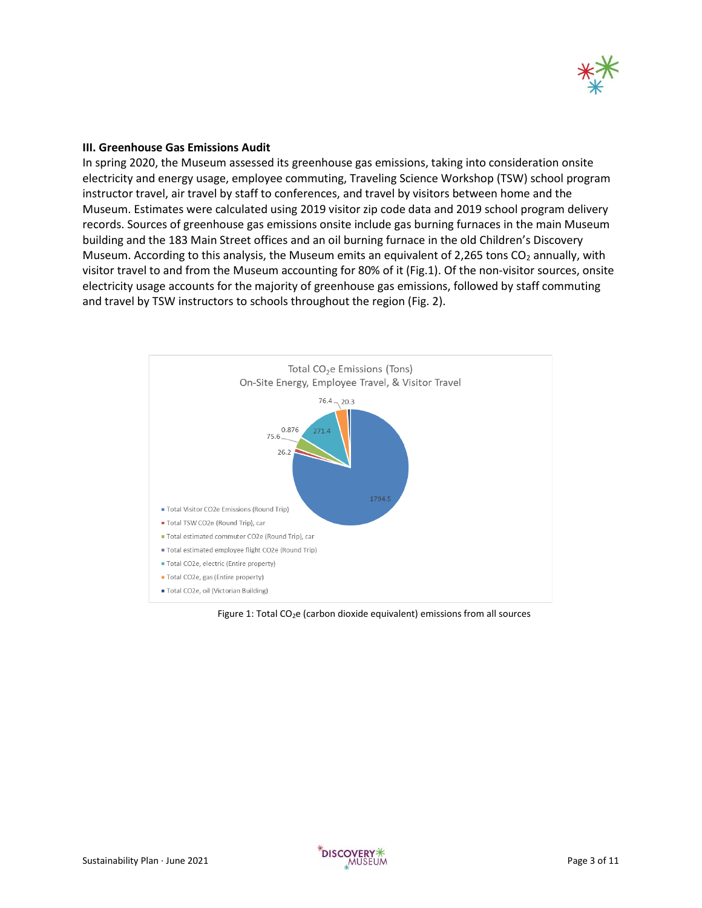### III. Greenhouse Gas Emissions Audit

In spring 2020, the Museum assessed its greenhouse gas emissions, taking into consideration onsite electricity and energy usage, employee commuting, Traveling Science Workshop (TSW) school program instructor travel, air travel by staff to conferences, and travel by visitors between home and the Museum. Estimates were calculated using 2019 visitor zip code data and 2019 school program delivery records. Sources of greenhouse gas emissions onsite include gas burning furnaces in the main Museum building and the 183 Main Street offices and an oil burning furnace in the old Children's Discovery Museum. According to this analysis, the Museum emits an equivalent of 2,265 tons $CO_2$ annually, with visitor travel to and from the Museum accounting for 80% of it (Fig.1). Of the non-visitor sources, onsite electricity usage accounts for the majority of greenhouse gas emissions, followed by staff commuting and travel by TSW instructors to schools throughout the region (Fig. 2).

Total $CO_2e$ Emissions (Tons)
On-Site Energy, Employee Travel, & Visitor Travel

| Source | Tons |
|---|---|
| Total Visitor CO2e Emissions (Round Trip) | 1794.5 |
| Total TSW CO2e (Round Trip), car | 26.2 |
| Total estimated commuter CO2e (Round Trip), car | 75.6 |
| Total estimated employee flight CO2e (Round Trip) | 0.876 |
| Total CO2e, electric (Entire property) | 271.4 |
| Total CO2e, gas (Entire property) | 76.4 |
| Total CO2e, oil (Victorian Building) | 20.3 |

Figure 1: Total $CO_2e$ (carbon dioxide equivalent) emissions from all sources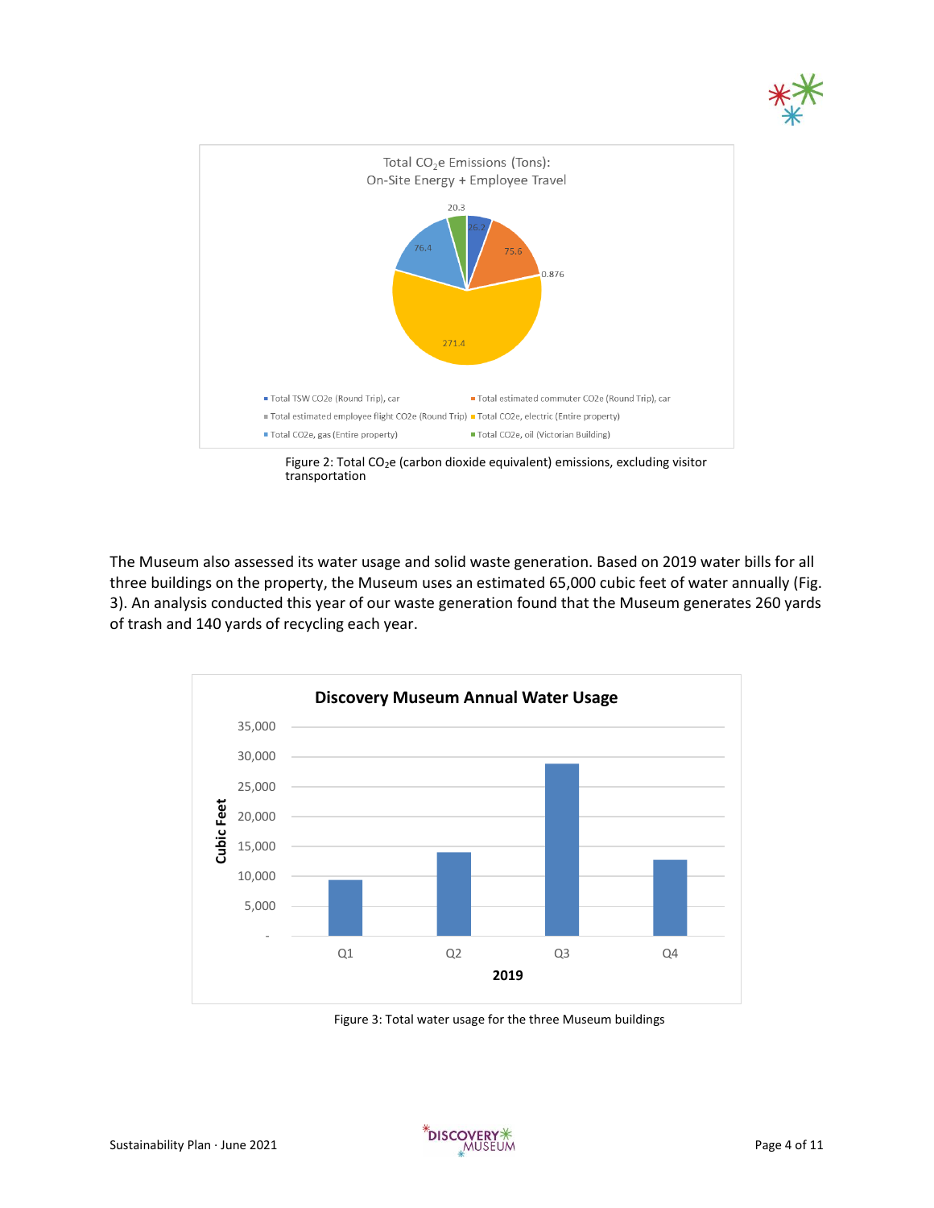Figure 2: Total $CO_2e$ (carbon dioxide equivalent) emissions, excluding visitor transportation

The Museum also assessed its water usage and solid waste generation. Based on 2019 water bills for all three buildings on the property, the Museum uses an estimated 65,000 cubic feet of water annually (Fig. 3). An analysis conducted this year of our waste generation found that the Museum generates 260 yards of trash and 140 yards of recycling each year.

Figure 3: Total water usage for the three Museum buildings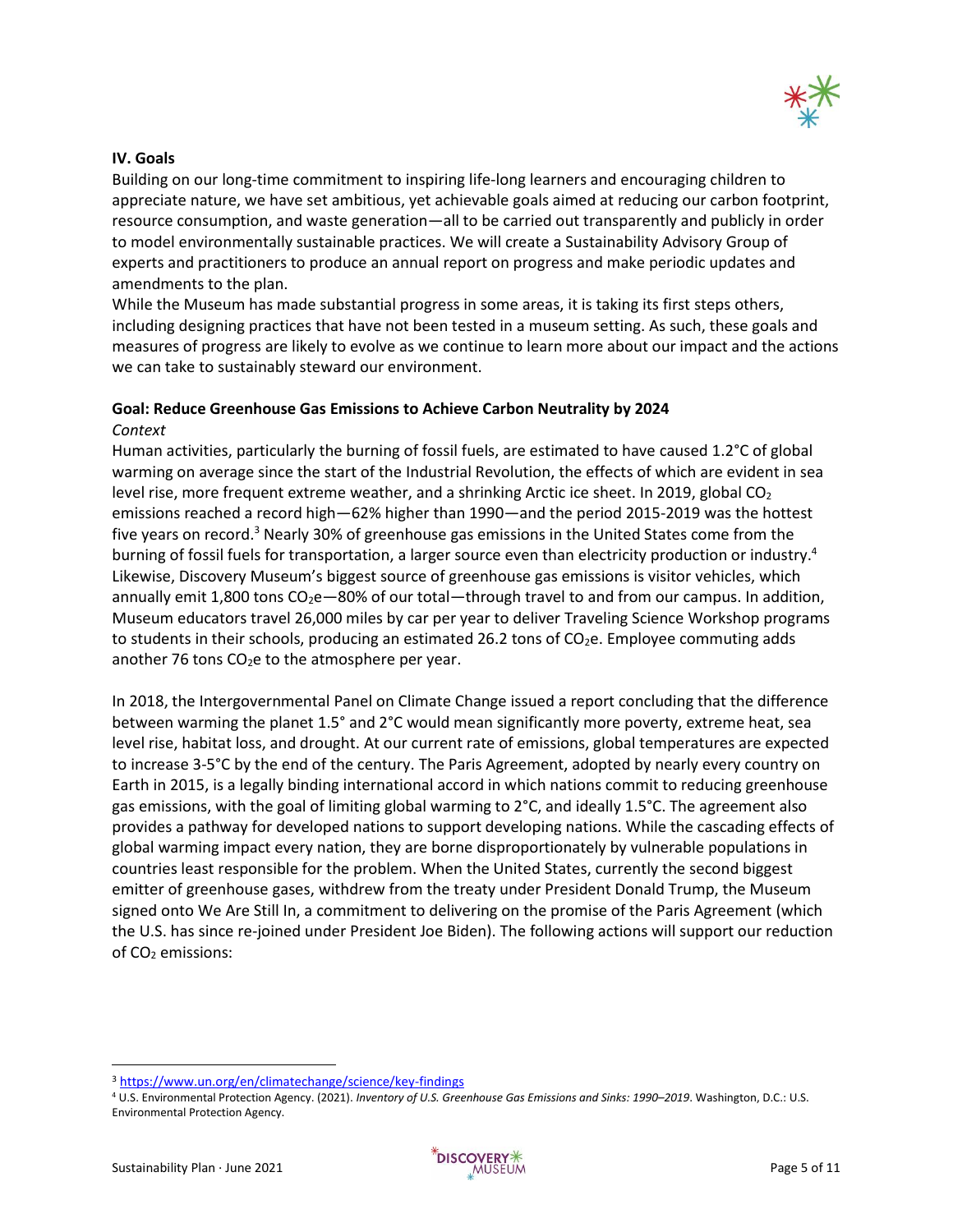### IV. Goals

Building on our long-time commitment to inspiring life-long learners and encouraging children to appreciate nature, we have set ambitious, yet achievable goals aimed at reducing our carbon footprint, resource consumption, and waste generation—all to be carried out transparently and publicly in order to model environmentally sustainable practices. We will create a Sustainability Advisory Group of experts and practitioners to produce an annual report on progress and make periodic updates and amendments to the plan.

While the Museum has made substantial progress in some areas, it is taking its first steps others, including designing practices that have not been tested in a museum setting. As such, these goals and measures of progress are likely to evolve as we continue to learn more about our impact and the actions we can take to sustainably steward our environment.

#### Goal: Reduce Greenhouse Gas Emissions to Achieve Carbon Neutrality by 2024

*Context*

Human activities, particularly the burning of fossil fuels, are estimated to have caused 1.2°C of global warming on average since the start of the Industrial Revolution, the effects of which are evident in sea level rise, more frequent extreme weather, and a shrinking Arctic ice sheet. In 2019, global $CO_2$ emissions reached a record high—62% higher than 1990—and the period 2015-2019 was the hottest five years on record.[3] Nearly 30% of greenhouse gas emissions in the United States come from the burning of fossil fuels for transportation, a larger source even than electricity production or industry.[4] Likewise, Discovery Museum's biggest source of greenhouse gas emissions is visitor vehicles, which annually emit 1,800 tons $CO_2e$—80% of our total—through travel to and from our campus. In addition, Museum educators travel 26,000 miles by car per year to deliver Traveling Science Workshop programs to students in their schools, producing an estimated 26.2 tons of $CO_2e$. Employee commuting adds another 76 tons $CO_2e$ to the atmosphere per year.

In 2018, the Intergovernmental Panel on Climate Change issued a report concluding that the difference between warming the planet 1.5° and 2°C would mean significantly more poverty, extreme heat, sea level rise, habitat loss, and drought. At our current rate of emissions, global temperatures are expected to increase 3-5°C by the end of the century. The Paris Agreement, adopted by nearly every country on Earth in 2015, is a legally binding international accord in which nations commit to reducing greenhouse gas emissions, with the goal of limiting global warming to 2°C, and ideally 1.5°C. The agreement also provides a pathway for developed nations to support developing nations. While the cascading effects of global warming impact every nation, they are borne disproportionately by vulnerable populations in countries least responsible for the problem. When the United States, currently the second biggest emitter of greenhouse gases, withdrew from the treaty under President Donald Trump, the Museum signed onto We Are Still In, a commitment to delivering on the promise of the Paris Agreement (which the U.S. has since re-joined under President Joe Biden). The following actions will support our reduction of $CO_2$ emissions:

---

[3] https://www.un.org/en/climatechange/science/key-findings

[4] U.S. Environmental Protection Agency. (2021). *Inventory of U.S. Greenhouse Gas Emissions and Sinks: 1990–2019*. Washington, D.C.: U.S. Environmental Protection Agency.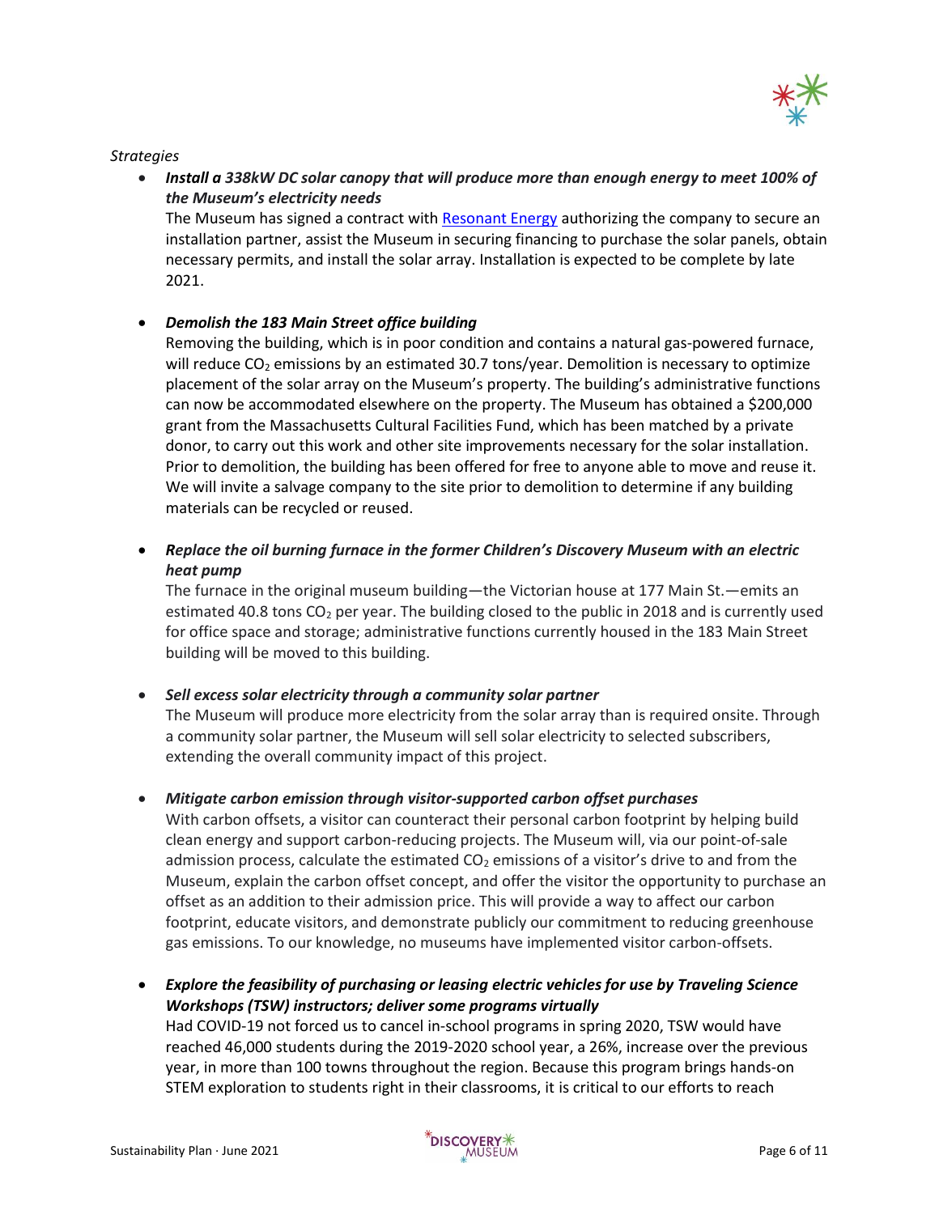*Strategies*

- ***Install a 338kW DC solar canopy that will produce more than enough energy to meet 100% of the Museum's electricity needs***
  The Museum has signed a contract with Resonant Energy authorizing the company to secure an installation partner, assist the Museum in securing financing to purchase the solar panels, obtain necessary permits, and install the solar array. Installation is expected to be complete by late 2021.

- ***Demolish the 183 Main Street office building***
  Removing the building, which is in poor condition and contains a natural gas-powered furnace, will reduce $CO_2$ emissions by an estimated 30.7 tons/year. Demolition is necessary to optimize placement of the solar array on the Museum's property. The building's administrative functions can now be accommodated elsewhere on the property. The Museum has obtained a $200,000 grant from the Massachusetts Cultural Facilities Fund, which has been matched by a private donor, to carry out this work and other site improvements necessary for the solar installation. Prior to demolition, the building has been offered for free to anyone able to move and reuse it. We will invite a salvage company to the site prior to demolition to determine if any building materials can be recycled or reused.

- ***Replace the oil burning furnace in the former Children's Discovery Museum with an electric heat pump***
  The furnace in the original museum building—the Victorian house at 177 Main St.—emits an estimated 40.8 tons $CO_2$ per year. The building closed to the public in 2018 and is currently used for office space and storage; administrative functions currently housed in the 183 Main Street building will be moved to this building.

- ***Sell excess solar electricity through a community solar partner***
  The Museum will produce more electricity from the solar array than is required onsite. Through a community solar partner, the Museum will sell solar electricity to selected subscribers, extending the overall community impact of this project.

- ***Mitigate carbon emission through visitor-supported carbon offset purchases***
  With carbon offsets, a visitor can counteract their personal carbon footprint by helping build clean energy and support carbon-reducing projects. The Museum will, via our point-of-sale admission process, calculate the estimated $CO_2$ emissions of a visitor's drive to and from the Museum, explain the carbon offset concept, and offer the visitor the opportunity to purchase an offset as an addition to their admission price. This will provide a way to affect our carbon footprint, educate visitors, and demonstrate publicly our commitment to reducing greenhouse gas emissions. To our knowledge, no museums have implemented visitor carbon-offsets.

- ***Explore the feasibility of purchasing or leasing electric vehicles for use by Traveling Science Workshops (TSW) instructors; deliver some programs virtually***
  Had COVID-19 not forced us to cancel in-school programs in spring 2020, TSW would have reached 46,000 students during the 2019-2020 school year, a 26%, increase over the previous year, in more than 100 towns throughout the region. Because this program brings hands-on STEM exploration to students right in their classrooms, it is critical to our efforts to reach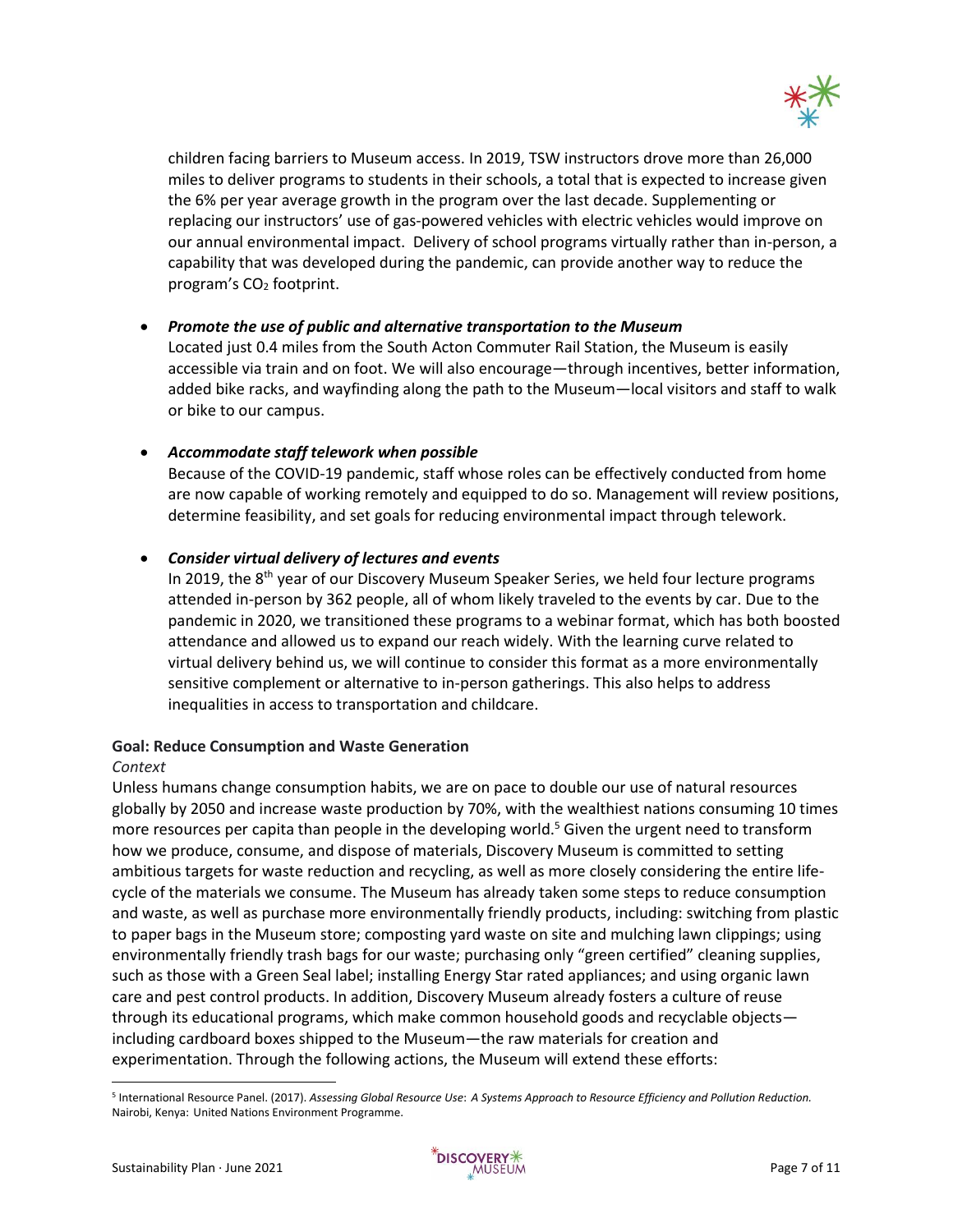children facing barriers to Museum access. In 2019, TSW instructors drove more than 26,000 miles to deliver programs to students in their schools, a total that is expected to increase given the 6% per year average growth in the program over the last decade. Supplementing or replacing our instructors' use of gas-powered vehicles with electric vehicles would improve on our annual environmental impact. Delivery of school programs virtually rather than in-person, a capability that was developed during the pandemic, can provide another way to reduce the program's $CO_2$ footprint.

- ***Promote the use of public and alternative transportation to the Museum***
  Located just 0.4 miles from the South Acton Commuter Rail Station, the Museum is easily accessible via train and on foot. We will also encourage—through incentives, better information, added bike racks, and wayfinding along the path to the Museum—local visitors and staff to walk or bike to our campus.

- ***Accommodate staff telework when possible***
  Because of the COVID-19 pandemic, staff whose roles can be effectively conducted from home are now capable of working remotely and equipped to do so. Management will review positions, determine feasibility, and set goals for reducing environmental impact through telework.

- ***Consider virtual delivery of lectures and events***
  In 2019, the 8th year of our Discovery Museum Speaker Series, we held four lecture programs attended in-person by 362 people, all of whom likely traveled to the events by car. Due to the pandemic in 2020, we transitioned these programs to a webinar format, which has both boosted attendance and allowed us to expand our reach widely. With the learning curve related to virtual delivery behind us, we will continue to consider this format as a more environmentally sensitive complement or alternative to in-person gatherings. This also helps to address inequalities in access to transportation and childcare.

**Goal: Reduce Consumption and Waste Generation**

*Context*

Unless humans change consumption habits, we are on pace to double our use of natural resources globally by 2050 and increase waste production by 70%, with the wealthiest nations consuming 10 times more resources per capita than people in the developing world.[5] Given the urgent need to transform how we produce, consume, and dispose of materials, Discovery Museum is committed to setting ambitious targets for waste reduction and recycling, as well as more closely considering the entire life-cycle of the materials we consume. The Museum has already taken some steps to reduce consumption and waste, as well as purchase more environmentally friendly products, including: switching from plastic to paper bags in the Museum store; composting yard waste on site and mulching lawn clippings; using environmentally friendly trash bags for our waste; purchasing only "green certified" cleaning supplies, such as those with a Green Seal label; installing Energy Star rated appliances; and using organic lawn care and pest control products. In addition, Discovery Museum already fosters a culture of reuse through its educational programs, which make common household goods and recyclable objects—including cardboard boxes shipped to the Museum—the raw materials for creation and experimentation. Through the following actions, the Museum will extend these efforts:

---

[5] International Resource Panel. (2017). *Assessing Global Resource Use: A Systems Approach to Resource Efficiency and Pollution Reduction.* Nairobi, Kenya: United Nations Environment Programme.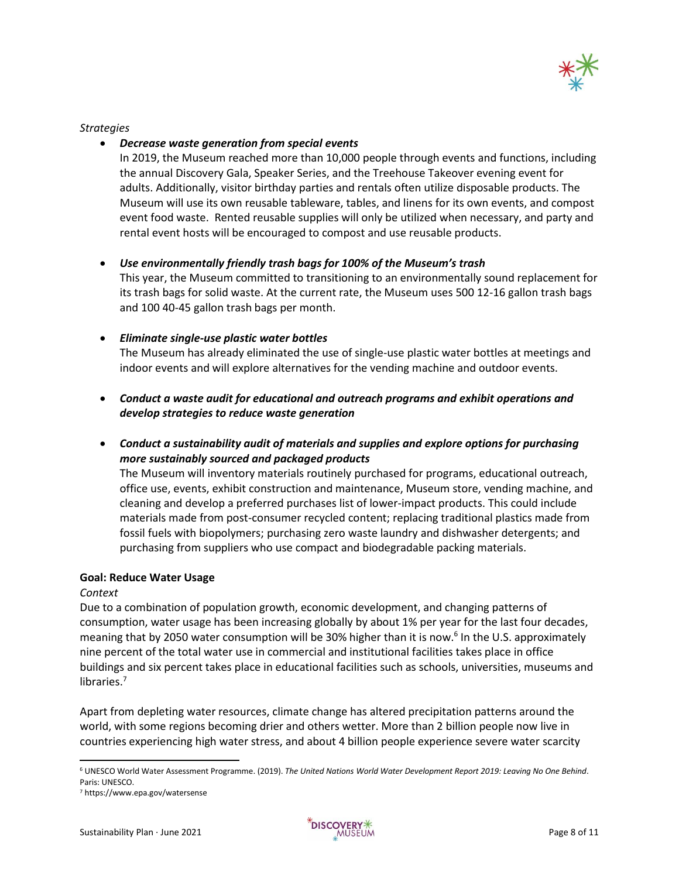*Strategies*

- ***Decrease waste generation from special events***
  In 2019, the Museum reached more than 10,000 people through events and functions, including the annual Discovery Gala, Speaker Series, and the Treehouse Takeover evening event for adults. Additionally, visitor birthday parties and rentals often utilize disposable products. The Museum will use its own reusable tableware, tables, and linens for its own events, and compost event food waste. Rented reusable supplies will only be utilized when necessary, and party and rental event hosts will be encouraged to compost and use reusable products.

- ***Use environmentally friendly trash bags for 100% of the Museum's trash***
  This year, the Museum committed to transitioning to an environmentally sound replacement for its trash bags for solid waste. At the current rate, the Museum uses 500 12-16 gallon trash bags and 100 40-45 gallon trash bags per month.

- ***Eliminate single-use plastic water bottles***
  The Museum has already eliminated the use of single-use plastic water bottles at meetings and indoor events and will explore alternatives for the vending machine and outdoor events.

- ***Conduct a waste audit for educational and outreach programs and exhibit operations and develop strategies to reduce waste generation***

- ***Conduct a sustainability audit of materials and supplies and explore options for purchasing more sustainably sourced and packaged products***
  The Museum will inventory materials routinely purchased for programs, educational outreach, office use, events, exhibit construction and maintenance, Museum store, vending machine, and cleaning and develop a preferred purchases list of lower-impact products. This could include materials made from post-consumer recycled content; replacing traditional plastics made from fossil fuels with biopolymers; purchasing zero waste laundry and dishwasher detergents; and purchasing from suppliers who use compact and biodegradable packing materials.

**Goal: Reduce Water Usage**

*Context*

Due to a combination of population growth, economic development, and changing patterns of consumption, water usage has been increasing globally by about 1% per year for the last four decades, meaning that by 2050 water consumption will be 30% higher than it is now.[6] In the U.S. approximately nine percent of the total water use in commercial and institutional facilities takes place in office buildings and six percent takes place in educational facilities such as schools, universities, museums and libraries.[7]

Apart from depleting water resources, climate change has altered precipitation patterns around the world, with some regions becoming drier and others wetter. More than 2 billion people now live in countries experiencing high water stress, and about 4 billion people experience severe water scarcity

[6] UNESCO World Water Assessment Programme. (2019). *The United Nations World Water Development Report 2019: Leaving No One Behind*. Paris: UNESCO.

[7] https://www.epa.gov/watersense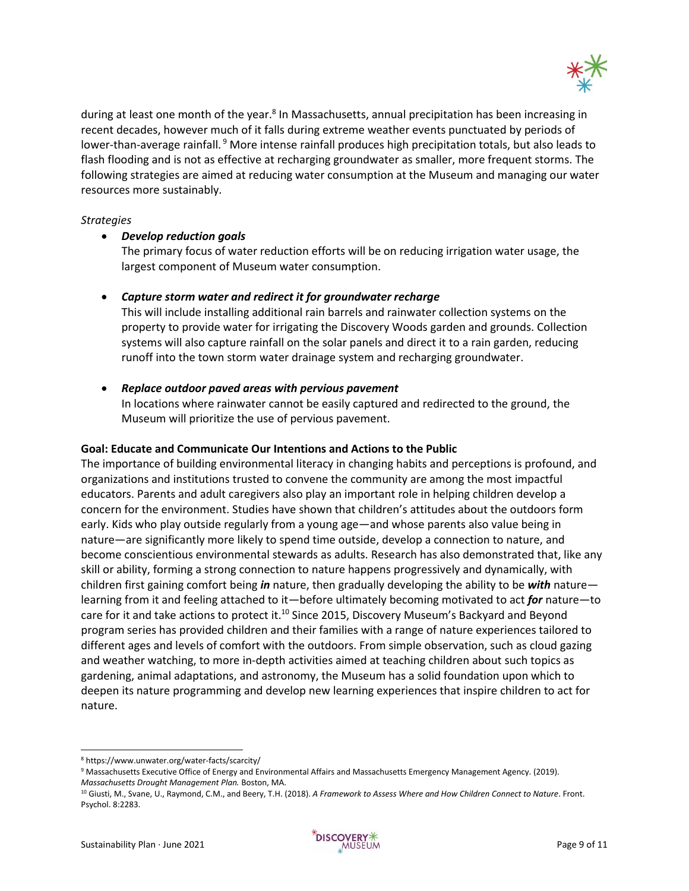during at least one month of the year.[8] In Massachusetts, annual precipitation has been increasing in recent decades, however much of it falls during extreme weather events punctuated by periods of lower-than-average rainfall.[9] More intense rainfall produces high precipitation totals, but also leads to flash flooding and is not as effective at recharging groundwater as smaller, more frequent storms. The following strategies are aimed at reducing water consumption at the Museum and managing our water resources more sustainably.

*Strategies*

- ***Develop reduction goals***
  The primary focus of water reduction efforts will be on reducing irrigation water usage, the largest component of Museum water consumption.

- ***Capture storm water and redirect it for groundwater recharge***
  This will include installing additional rain barrels and rainwater collection systems on the property to provide water for irrigating the Discovery Woods garden and grounds. Collection systems will also capture rainfall on the solar panels and direct it to a rain garden, reducing runoff into the town storm water drainage system and recharging groundwater.

- ***Replace outdoor paved areas with pervious pavement***
  In locations where rainwater cannot be easily captured and redirected to the ground, the Museum will prioritize the use of pervious pavement.

**Goal: Educate and Communicate Our Intentions and Actions to the Public**

The importance of building environmental literacy in changing habits and perceptions is profound, and organizations and institutions trusted to convene the community are among the most impactful educators. Parents and adult caregivers also play an important role in helping children develop a concern for the environment. Studies have shown that children's attitudes about the outdoors form early. Kids who play outside regularly from a young age—and whose parents also value being in nature—are significantly more likely to spend time outside, develop a connection to nature, and become conscientious environmental stewards as adults. Research has also demonstrated that, like any skill or ability, forming a strong connection to nature happens progressively and dynamically, with children first gaining comfort being ***in*** nature, then gradually developing the ability to be ***with*** nature—learning from it and feeling attached to it—before ultimately becoming motivated to act ***for*** nature—to care for it and take actions to protect it.[10] Since 2015, Discovery Museum's Backyard and Beyond program series has provided children and their families with a range of nature experiences tailored to different ages and levels of comfort with the outdoors. From simple observation, such as cloud gazing and weather watching, to more in-depth activities aimed at teaching children about such topics as gardening, animal adaptations, and astronomy, the Museum has a solid foundation upon which to deepen its nature programming and develop new learning experiences that inspire children to act for nature.

---

[8] https://www.unwater.org/water-facts/scarcity/

[9] Massachusetts Executive Office of Energy and Environmental Affairs and Massachusetts Emergency Management Agency. (2019). *Massachusetts Drought Management Plan.* Boston, MA.

[10] Giusti, M., Svane, U., Raymond, C.M., and Beery, T.H. (2018). *A Framework to Assess Where and How Children Connect to Nature*. Front. Psychol. 8:2283.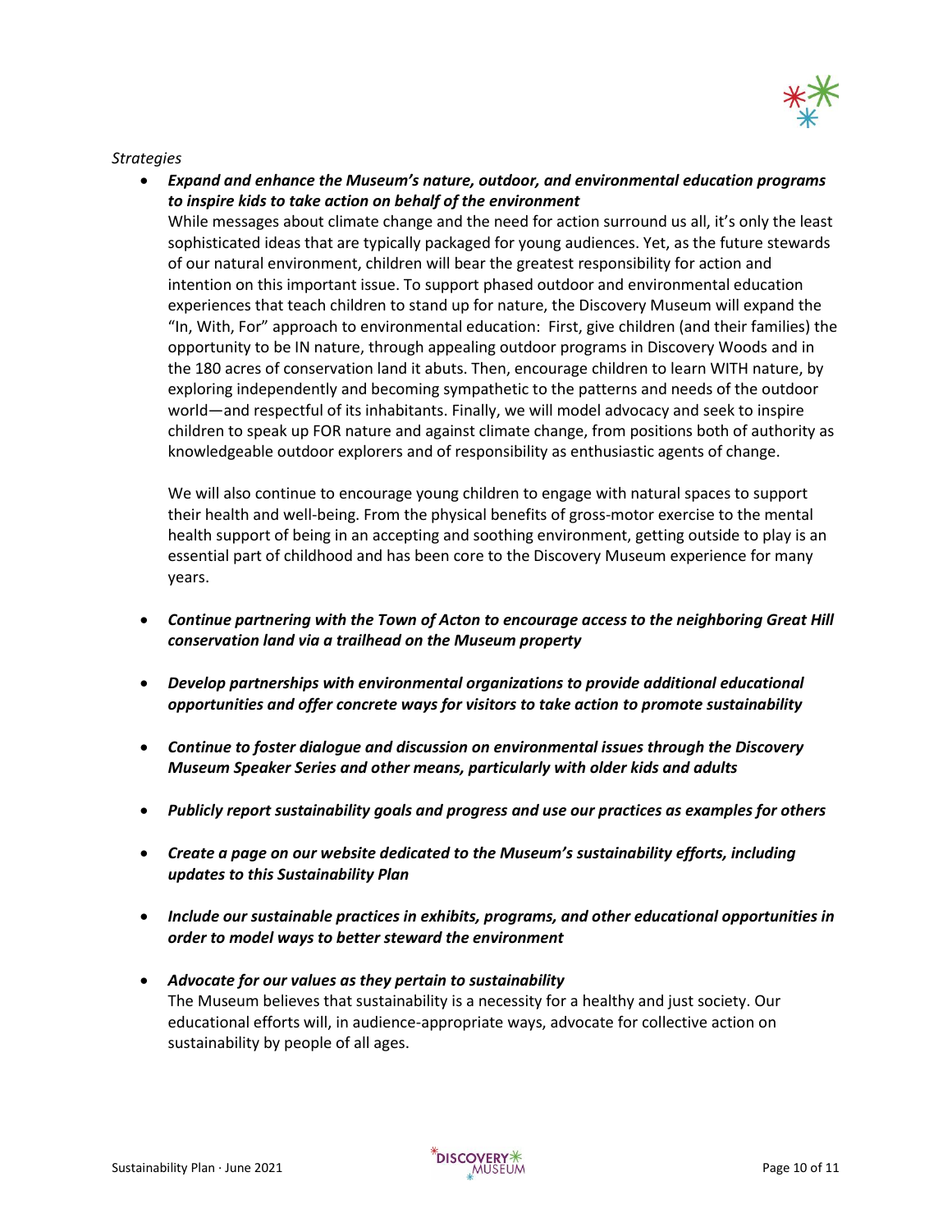*Strategies*

- ***Expand and enhance the Museum's nature, outdoor, and environmental education programs to inspire kids to take action on behalf of the environment***
  While messages about climate change and the need for action surround us all, it's only the least sophisticated ideas that are typically packaged for young audiences. Yet, as the future stewards of our natural environment, children will bear the greatest responsibility for action and intention on this important issue. To support phased outdoor and environmental education experiences that teach children to stand up for nature, the Discovery Museum will expand the "In, With, For" approach to environmental education: First, give children (and their families) the opportunity to be IN nature, through appealing outdoor programs in Discovery Woods and in the 180 acres of conservation land it abuts. Then, encourage children to learn WITH nature, by exploring independently and becoming sympathetic to the patterns and needs of the outdoor world—and respectful of its inhabitants. Finally, we will model advocacy and seek to inspire children to speak up FOR nature and against climate change, from positions both of authority as knowledgeable outdoor explorers and of responsibility as enthusiastic agents of change.

  We will also continue to encourage young children to engage with natural spaces to support their health and well-being. From the physical benefits of gross-motor exercise to the mental health support of being in an accepting and soothing environment, getting outside to play is an essential part of childhood and has been core to the Discovery Museum experience for many years.

- ***Continue partnering with the Town of Acton to encourage access to the neighboring Great Hill conservation land via a trailhead on the Museum property***

- ***Develop partnerships with environmental organizations to provide additional educational opportunities and offer concrete ways for visitors to take action to promote sustainability***

- ***Continue to foster dialogue and discussion on environmental issues through the Discovery Museum Speaker Series and other means, particularly with older kids and adults***

- ***Publicly report sustainability goals and progress and use our practices as examples for others***

- ***Create a page on our website dedicated to the Museum's sustainability efforts, including updates to this Sustainability Plan***

- ***Include our sustainable practices in exhibits, programs, and other educational opportunities in order to model ways to better steward the environment***

- ***Advocate for our values as they pertain to sustainability***
  The Museum believes that sustainability is a necessity for a healthy and just society. Our educational efforts will, in audience-appropriate ways, advocate for collective action on sustainability by people of all ages.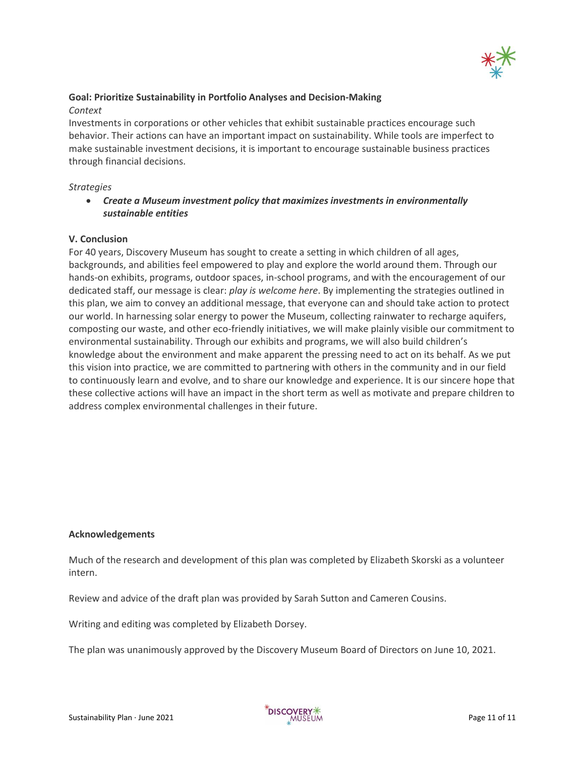**Goal: Prioritize Sustainability in Portfolio Analyses and Decision-Making**

*Context*

Investments in corporations or other vehicles that exhibit sustainable practices encourage such behavior. Their actions can have an important impact on sustainability. While tools are imperfect to make sustainable investment decisions, it is important to encourage sustainable business practices through financial decisions.

*Strategies*

- ***Create a Museum investment policy that maximizes investments in environmentally sustainable entities***

## V. Conclusion

For 40 years, Discovery Museum has sought to create a setting in which children of all ages, backgrounds, and abilities feel empowered to play and explore the world around them. Through our hands-on exhibits, programs, outdoor spaces, in-school programs, and with the encouragement of our dedicated staff, our message is clear: *play is welcome here*. By implementing the strategies outlined in this plan, we aim to convey an additional message, that everyone can and should take action to protect our world. In harnessing solar energy to power the Museum, collecting rainwater to recharge aquifers, composting our waste, and other eco-friendly initiatives, we will make plainly visible our commitment to environmental sustainability. Through our exhibits and programs, we will also build children's knowledge about the environment and make apparent the pressing need to act on its behalf. As we put this vision into practice, we are committed to partnering with others in the community and in our field to continuously learn and evolve, and to share our knowledge and experience. It is our sincere hope that these collective actions will have an impact in the short term as well as motivate and prepare children to address complex environmental challenges in their future.

**Acknowledgements**

Much of the research and development of this plan was completed by Elizabeth Skorski as a volunteer intern.

Review and advice of the draft plan was provided by Sarah Sutton and Cameren Cousins.

Writing and editing was completed by Elizabeth Dorsey.

The plan was unanimously approved by the Discovery Museum Board of Directors on June 10, 2021.